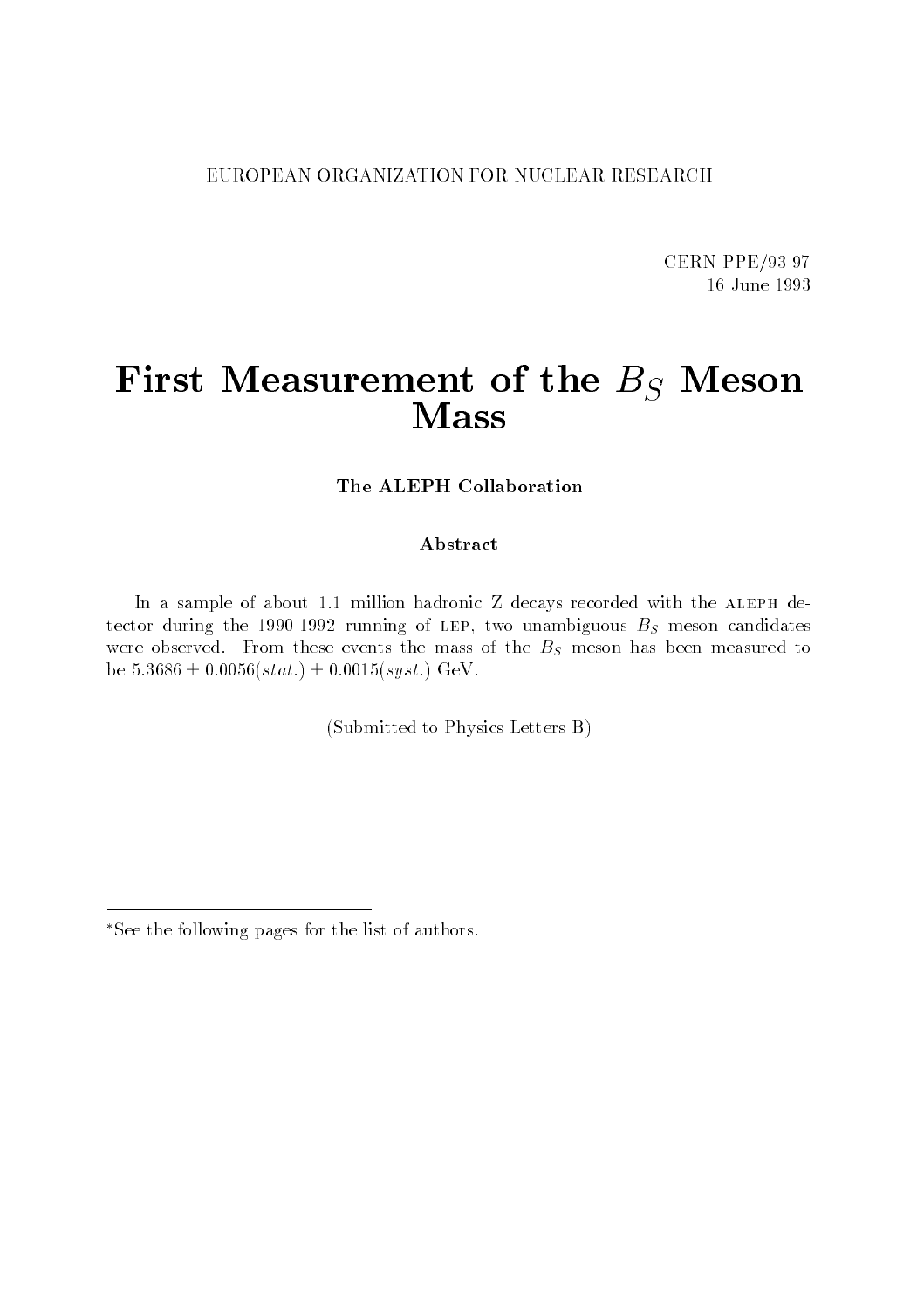EUROPEAN ORGANIZATION FOR NUCLEAR RESEARCH

CERN-PPE/93-97
16 June 1993

# First Measurement of the $B_S$ Meson Mass

**The ALEPH Collaboration**

**Abstract**

In a sample of about 1.1 million hadronic Z decays recorded with the ALEPH detector during the 1990-1992 running of LEP, two unambiguous $B_S$ meson candidates were observed. From these events the mass of the $B_S$ meson has been measured to be $5.3686 \pm 0.0056(stat.) \pm 0.0015(syst.)$ GeV.

(Submitted to Physics Letters B)

---

*See the following pages for the list of authors.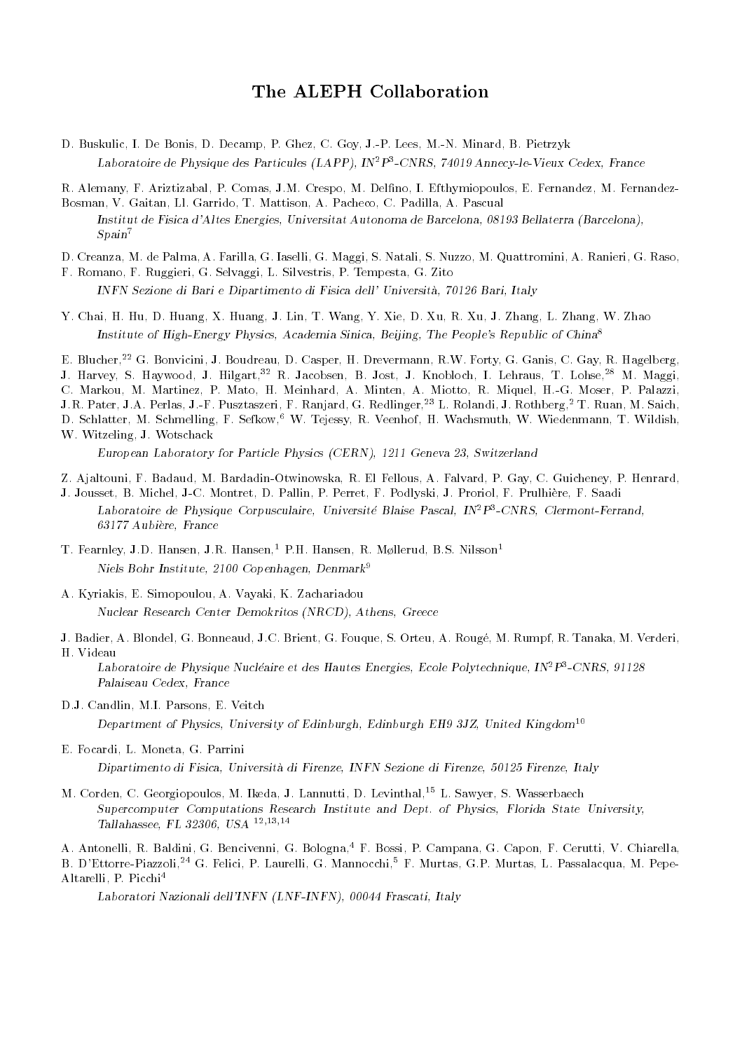# The ALEPH Collaboration

D. Buskulic, I. De Bonis, D. Decamp, P. Ghez, C. Goy, J.-P. Lees, M.-N. Minard, B. Pietrzyk

*Laboratoire de Physique des Particules (LAPP), $IN^2P^3$-CNRS, 74019 Annecy-le-Vieux Cedex, France*

R. Alemany, F. Ariztizabal, P. Comas, J.M. Crespo, M. Delfino, I. Efthymiopoulos, E. Fernandez, M. Fernandez-Bosman, V. Gaitan, Ll. Garrido, T. Mattison, A. Pacheco, C. Padilla, A. Pascual

*Institut de Fisica d'Altes Energies, Universitat Autonoma de Barcelona, 08193 Bellaterra (Barcelona), Spain*[7]

D. Creanza, M. de Palma, A. Farilla, G. Iaselli, G. Maggi, S. Natali, S. Nuzzo, M. Quattromini, A. Ranieri, G. Raso, F. Romano, F. Ruggieri, G. Selvaggi, L. Silvestris, P. Tempesta, G. Zito

*INFN Sezione di Bari e Dipartimento di Fisica dell' Università, 70126 Bari, Italy*

Y. Chai, H. Hu, D. Huang, X. Huang, J. Lin, T. Wang, Y. Xie, D. Xu, R. Xu, J. Zhang, L. Zhang, W. Zhao

*Institute of High-Energy Physics, Academia Sinica, Beijing, The People's Republic of China*[8]

E. Blucher,[22] G. Bonvicini, J. Boudreau, D. Casper, H. Drevermann, R.W. Forty, G. Ganis, C. Gay, R. Hagelberg, J. Harvey, S. Haywood, J. Hilgart,[32] R. Jacobsen, B. Jost, J. Knobloch, I. Lehraus, T. Lohse,[28] M. Maggi, C. Markou, M. Martinez, P. Mato, H. Meinhard, A. Minten, A. Miotto, R. Miquel, H.-G. Moser, P. Palazzi, J.R. Pater, J.A. Perlas, J.-F. Pusztaszeri, F. Ranjard, G. Redlinger,[23] L. Rolandi, J. Rothberg,[2] T. Ruan, M. Saich, D. Schlatter, M. Schmelling, F. Sefkow,[6] W. Tejessy, R. Veenhof, H. Wachsmuth, W. Wiedenmann, T. Wildish, W. Witzeling, J. Wotschack

*European Laboratory for Particle Physics (CERN), 1211 Geneva 23, Switzerland*

Z. Ajaltouni, F. Badaud, M. Bardadin-Otwinowska, R. El Fellous, A. Falvard, P. Gay, C. Guicheney, P. Henrard, J. Jousset, B. Michel, J-C. Montret, D. Pallin, P. Perret, F. Podlyski, J. Proriol, F. Prulhière, F. Saadi

*Laboratoire de Physique Corpusculaire, Université Blaise Pascal, $IN^2P^3$-CNRS, Clermont-Ferrand, 63177 Aubière, France*

T. Fearnley, J.D. Hansen, J.R. Hansen,[1] P.H. Hansen, R. Møllerud, B.S. Nilsson[1]

*Niels Bohr Institute, 2100 Copenhagen, Denmark*[9]

A. Kyriakis, E. Simopoulou, A. Vayaki, K. Zachariadou

*Nuclear Research Center Demokritos (NRCD), Athens, Greece*

J. Badier, A. Blondel, G. Bonneaud, J.C. Brient, G. Fouque, S. Orteu, A. Rougé, M. Rumpf, R. Tanaka, M. Verderi, H. Videau

*Laboratoire de Physique Nucléaire et des Hautes Energies, Ecole Polytechnique, $IN^2P^3$-CNRS, 91128 Palaiseau Cedex, France*

D.J. Candlin, M.I. Parsons, E. Veitch

*Department of Physics, University of Edinburgh, Edinburgh EH9 3JZ, United Kingdom*[10]

E. Focardi, L. Moneta, G. Parrini

*Dipartimento di Fisica, Università di Firenze, INFN Sezione di Firenze, 50125 Firenze, Italy*

M. Corden, C. Georgiopoulos, M. Ikeda, J. Lannutti, D. Levinthal,[15] L. Sawyer, S. Wasserbaech

*Supercomputer Computations Research Institute and Dept. of Physics, Florida State University, Tallahassee, FL 32306, USA* [12,13,14]

A. Antonelli, R. Baldini, G. Bencivenni, G. Bologna,[4] F. Bossi, P. Campana, G. Capon, F. Cerutti, V. Chiarella, B. D'Ettorre-Piazzoli,[24] G. Felici, P. Laurelli, G. Mannocchi,[5] F. Murtas, G.P. Murtas, L. Passalacqua, M. Pepe-Altarelli, P. Picchi[4]

*Laboratori Nazionali dell'INFN (LNF-INFN), 00044 Frascati, Italy*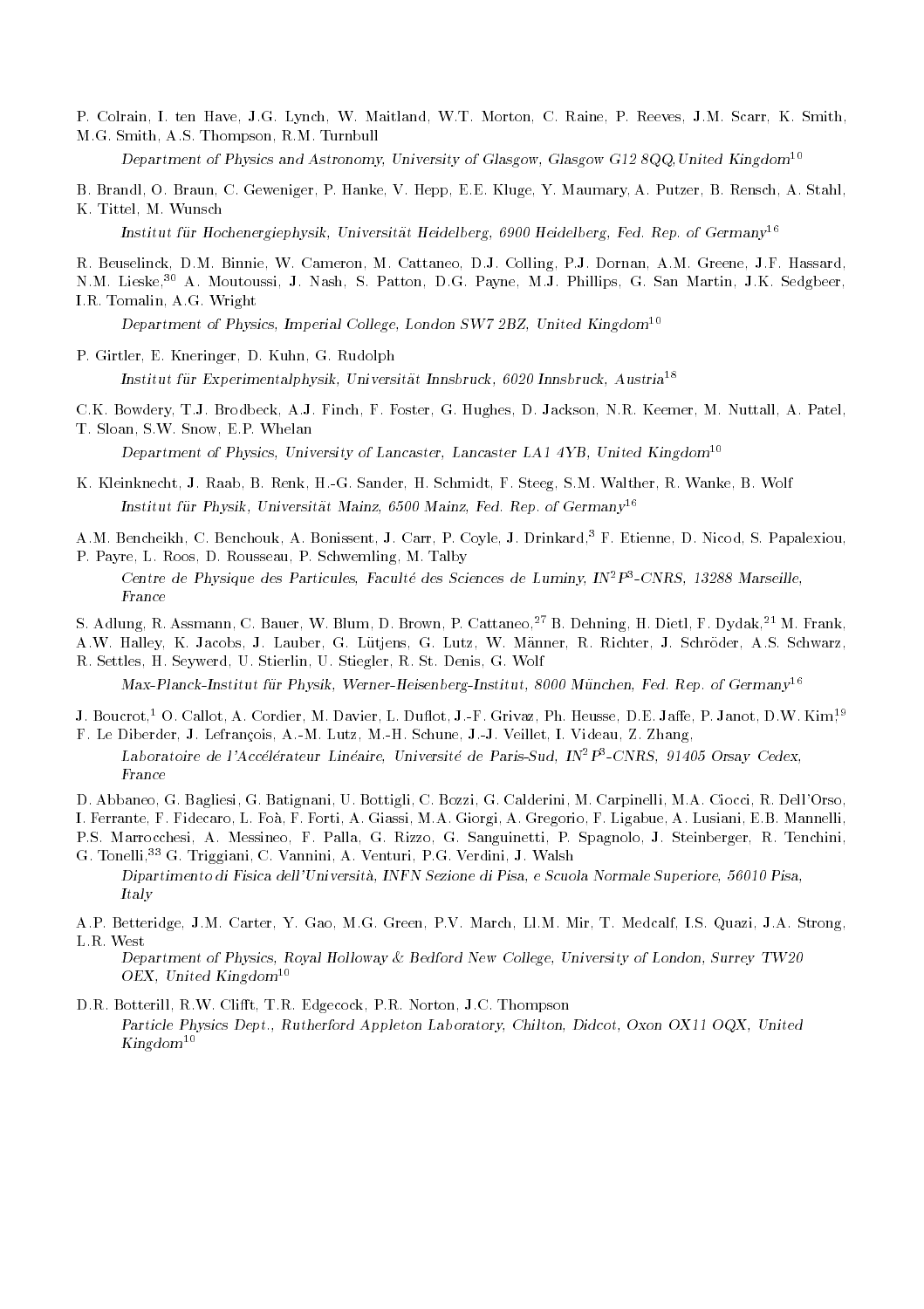P. Colrain, I. ten Have, J.G. Lynch, W. Maitland, W.T. Morton, C. Raine, P. Reeves, J.M. Scarr, K. Smith, M.G. Smith, A.S. Thompson, R.M. Turnbull

*Department of Physics and Astronomy, University of Glasgow, Glasgow G12 8QQ,United Kingdom*[10]

B. Brandl, O. Braun, C. Geweniger, P. Hanke, V. Hepp, E.E. Kluge, Y. Maumary, A. Putzer, B. Rensch, A. Stahl, K. Tittel, M. Wunsch

*Institut für Hochenergiephysik, Universität Heidelberg, 6900 Heidelberg, Fed. Rep. of Germany*[16]

R. Beuselinck, D.M. Binnie, W. Cameron, M. Cattaneo, D.J. Colling, P.J. Dornan, A.M. Greene, J.F. Hassard, N.M. Lieske,[30] A. Moutoussi, J. Nash, S. Patton, D.G. Payne, M.J. Phillips, G. San Martin, J.K. Sedgbeer, I.R. Tomalin, A.G. Wright

*Department of Physics, Imperial College, London SW7 2BZ, United Kingdom*[10]

P. Girtler, E. Kneringer, D. Kuhn, G. Rudolph

*Institut für Experimentalphysik, Universität Innsbruck, 6020 Innsbruck, Austria*[18]

C.K. Bowdery, T.J. Brodbeck, A.J. Finch, F. Foster, G. Hughes, D. Jackson, N.R. Keemer, M. Nuttall, A. Patel, T. Sloan, S.W. Snow, E.P. Whelan

*Department of Physics, University of Lancaster, Lancaster LA1 4YB, United Kingdom*[10]

K. Kleinknecht, J. Raab, B. Renk, H.-G. Sander, H. Schmidt, F. Steeg, S.M. Walther, R. Wanke, B. Wolf

*Institut für Physik, Universität Mainz, 6500 Mainz, Fed. Rep. of Germany*[16]

A.M. Bencheikh, C. Benchouk, A. Bonissent, J. Carr, P. Coyle, J. Drinkard,[3] F. Etienne, D. Nicod, S. Papalexiou, P. Payre, L. Roos, D. Rousseau, P. Schwemling, M. Talby

*Centre de Physique des Particules, Faculté des Sciences de Luminy, IN$^2$P$^3$-CNRS, 13288 Marseille, France*

S. Adlung, R. Assmann, C. Bauer, W. Blum, D. Brown, P. Cattaneo,[27] B. Dehning, H. Dietl, F. Dydak,[21] M. Frank, A.W. Halley, K. Jacobs, J. Lauber, G. Lütjens, G. Lutz, W. Männer, R. Richter, J. Schröder, A.S. Schwarz, R. Settles, H. Seywerd, U. Stierlin, U. Stiegler, R. St. Denis, G. Wolf

*Max-Planck-Institut für Physik, Werner-Heisenberg-Institut, 8000 München, Fed. Rep. of Germany*[16]

J. Boucrot,[1] O. Callot, A. Cordier, M. Davier, L. Duflot, J.-F. Grivaz, Ph. Heusse, D.E. Jaffe, P. Janot, D.W. Kim,[19] F. Le Diberder, J. Lefrançois, A.-M. Lutz, M.-H. Schune, J.-J. Veillet, I. Videau, Z. Zhang,

*Laboratoire de l'Accélérateur Linéaire, Université de Paris-Sud, IN$^2$P$^3$-CNRS, 91405 Orsay Cedex, France*

D. Abbaneo, G. Bagliesi, G. Batignani, U. Bottigli, C. Bozzi, G. Calderini, M. Carpinelli, M.A. Ciocci, R. Dell'Orso, I. Ferrante, F. Fidecaro, L. Foà, F. Forti, A. Giassi, M.A. Giorgi, A. Gregorio, F. Ligabue, A. Lusiani, E.B. Mannelli, P.S. Marrocchesi, A. Messineo, F. Palla, G. Rizzo, G. Sanguinetti, P. Spagnolo, J. Steinberger, R. Tenchini, G. Tonelli,[33] G. Triggiani, C. Vannini, A. Venturi, P.G. Verdini, J. Walsh

*Dipartimento di Fisica dell'Università, INFN Sezione di Pisa, e Scuola Normale Superiore, 56010 Pisa, Italy*

A.P. Betteridge, J.M. Carter, Y. Gao, M.G. Green, P.V. March, Ll.M. Mir, T. Medcalf, I.S. Quazi, J.A. Strong, L.R. West

*Department of Physics, Royal Holloway & Bedford New College, University of London, Surrey TW20 OEX, United Kingdom*[10]

D.R. Botterill, R.W. Clifft, T.R. Edgecock, P.R. Norton, J.C. Thompson

*Particle Physics Dept., Rutherford Appleton Laboratory, Chilton, Didcot, Oxon OX11 OQX, United Kingdom*[10]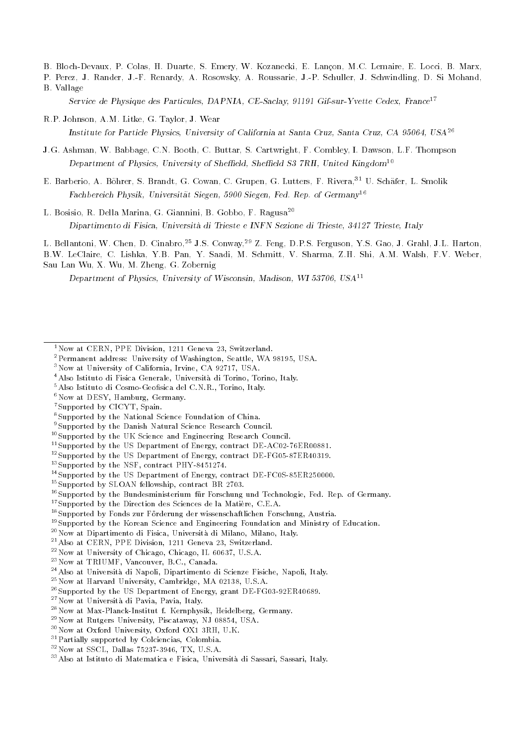B. Bloch-Devaux, P. Colas, H. Duarte, S. Emery, W. Kozanecki, E. Lançon, M.C. Lemaire, E. Locci, B. Marx, P. Perez, J. Rander, J.-F. Renardy, A. Rosowsky, A. Roussarie, J.-P. Schuller, J. Schwindling, D. Si Mohand, B. Vallage

*Service de Physique des Particules, DAPNIA, CE-Saclay, 91191 Gif-sur-Yvette Cedex, France*[17]

R.P. Johnson, A.M. Litke, G. Taylor, J. Wear

*Institute for Particle Physics, University of California at Santa Cruz, Santa Cruz, CA 95064, USA*[26]

J.G. Ashman, W. Babbage, C.N. Booth, C. Buttar, S. Cartwright, F. Combley, I. Dawson, L.F. Thompson

*Department of Physics, University of Sheffield, Sheffield S3 7RH, United Kingdom*[10]

E. Barberio, A. Böhrer, S. Brandt, G. Cowan, C. Grupen, G. Lutters, F. Rivera,[31] U. Schäfer, L. Smolik

*Fachbereich Physik, Universität Siegen, 5900 Siegen, Fed. Rep. of Germany*[16]

L. Bosisio, R. Della Marina, G. Giannini, B. Gobbo, F. Ragusa[20]

*Dipartimento di Fisica, Università di Trieste e INFN Sezione di Trieste, 34127 Trieste, Italy*

L. Bellantoni, W. Chen, D. Cinabro,[25] J.S. Conway,[29] Z. Feng, D.P.S. Ferguson, Y.S. Gao, J. Grahl, J.L. Harton, B.W. LeClaire, C. Lishka, Y.B. Pan, Y. Saadi, M. Schmitt, V. Sharma, Z.H. Shi, A.M. Walsh, F.V. Weber, Sau Lan Wu, X. Wu, M. Zheng, G. Zobernig

*Department of Physics, University of Wisconsin, Madison, WI 53706, USA*[11]

---

[1] Now at CERN, PPE Division, 1211 Geneva 23, Switzerland.
[2] Permanent address: University of Washington, Seattle, WA 98195, USA.
[3] Now at University of California, Irvine, CA 92717, USA.
[4] Also Istituto di Fisica Generale, Università di Torino, Torino, Italy.
[5] Also Istituto di Cosmo-Geofisica del C.N.R., Torino, Italy.
[6] Now at DESY, Hamburg, Germany.
[7] Supported by CICYT, Spain.
[8] Supported by the National Science Foundation of China.
[9] Supported by the Danish Natural Science Research Council.
[10] Supported by the UK Science and Engineering Research Council.
[11] Supported by the US Department of Energy, contract DE-AC02-76ER00881.
[12] Supported by the US Department of Energy, contract DE-FG05-87ER40319.
[13] Supported by the NSF, contract PHY-8451274.
[14] Supported by the US Department of Energy, contract DE-FC0S-85ER250000.
[15] Supported by SLOAN fellowship, contract BR 2703.
[16] Supported by the Bundesministerium für Forschung und Technologie, Fed. Rep. of Germany.
[17] Supported by the Direction des Sciences de la Matière, C.E.A.
[18] Supported by Fonds zur Förderung der wissenschaftlichen Forschung, Austria.
[19] Supported by the Korean Science and Engineering Foundation and Ministry of Education.
[20] Now at Dipartimento di Fisica, Università di Milano, Milano, Italy.
[21] Also at CERN, PPE Division, 1211 Geneva 23, Switzerland.
[22] Now at University of Chicago, Chicago, IL 60637, U.S.A.
[23] Now at TRIUMF, Vancouver, B.C., Canada.
[24] Also at Università di Napoli, Dipartimento di Scienze Fisiche, Napoli, Italy.
[25] Now at Harvard University, Cambridge, MA 02138, U.S.A.
[26] Supported by the US Department of Energy, grant DE-FG03-92ER40689.
[27] Now at Università di Pavia, Pavia, Italy.
[28] Now at Max-Planck-Institut f. Kernphysik, Heidelberg, Germany.
[29] Now at Rutgers University, Piscataway, NJ 08854, USA.
[30] Now at Oxford University, Oxford OX1 3RH, U.K.
[31] Partially supported by Colciencias, Colombia.
[32] Now at SSCL, Dallas 75237-3946, TX, U.S.A.
[33] Also at Istituto di Matematica e Fisica, Università di Sassari, Sassari, Italy.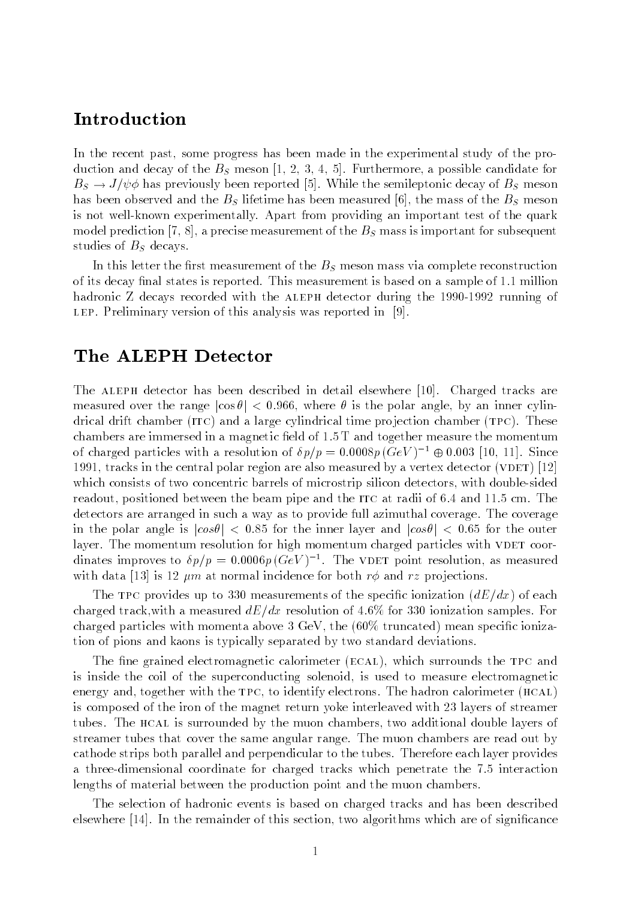# Introduction

In the recent past, some progress has been made in the experimental study of the production and decay of the $B_S$ meson [1, 2, 3, 4, 5]. Furthermore, a possible candidate for $B_S \to J/\psi\phi$ has previously been reported [5]. While the semileptonic decay of $B_S$ meson has been observed and the $B_S$ lifetime has been measured [6], the mass of the $B_S$ meson is not well-known experimentally. Apart from providing an important test of the quark model prediction [7, 8], a precise measurement of the $B_S$ mass is important for subsequent studies of $B_S$ decays.

In this letter the first measurement of the $B_S$ meson mass via complete reconstruction of its decay final states is reported. This measurement is based on a sample of 1.1 million hadronic Z decays recorded with the ALEPH detector during the 1990-1992 running of LEP. Preliminary version of this analysis was reported in [9].

# The ALEPH Detector

The ALEPH detector has been described in detail elsewhere [10]. Charged tracks are measured over the range $|\cos\theta| < 0.966$, where $\theta$ is the polar angle, by an inner cylindrical drift chamber (ITC) and a large cylindrical time projection chamber (TPC). These chambers are immersed in a magnetic field of 1.5 T and together measure the momentum of charged particles with a resolution of $\delta p/p = 0.0008p\,(GeV)^{-1} \oplus 0.003$ [10, 11]. Since 1991, tracks in the central polar region are also measured by a vertex detector (VDET) [12] which consists of two concentric barrels of microstrip silicon detectors, with double-sided readout, positioned between the beam pipe and the ITC at radii of 6.4 and 11.5 cm. The detectors are arranged in such a way as to provide full azimuthal coverage. The coverage in the polar angle is $|cos\theta| < 0.85$ for the inner layer and $|cos\theta| < 0.65$ for the outer layer. The momentum resolution for high momentum charged particles with VDET coordinates improves to $\delta p/p = 0.0006p\,(GeV)^{-1}$. The VDET point resolution, as measured with data [13] is 12 $\mu m$ at normal incidence for both $r\phi$ and $rz$ projections.

The TPC provides up to 330 measurements of the specific ionization ($dE/dx$) of each charged track,with a measured $dE/dx$ resolution of 4.6% for 330 ionization samples. For charged particles with momenta above 3 GeV, the (60% truncated) mean specific ionization of pions and kaons is typically separated by two standard deviations.

The fine grained electromagnetic calorimeter (ECAL), which surrounds the TPC and is inside the coil of the superconducting solenoid, is used to measure electromagnetic energy and, together with the TPC, to identify electrons. The hadron calorimeter (HCAL) is composed of the iron of the magnet return yoke interleaved with 23 layers of streamer tubes. The HCAL is surrounded by the muon chambers, two additional double layers of streamer tubes that cover the same angular range. The muon chambers are read out by cathode strips both parallel and perpendicular to the tubes. Therefore each layer provides a three-dimensional coordinate for charged tracks which penetrate the 7.5 interaction lengths of material between the production point and the muon chambers.

The selection of hadronic events is based on charged tracks and has been described elsewhere [14]. In the remainder of this section, two algorithms which are of significance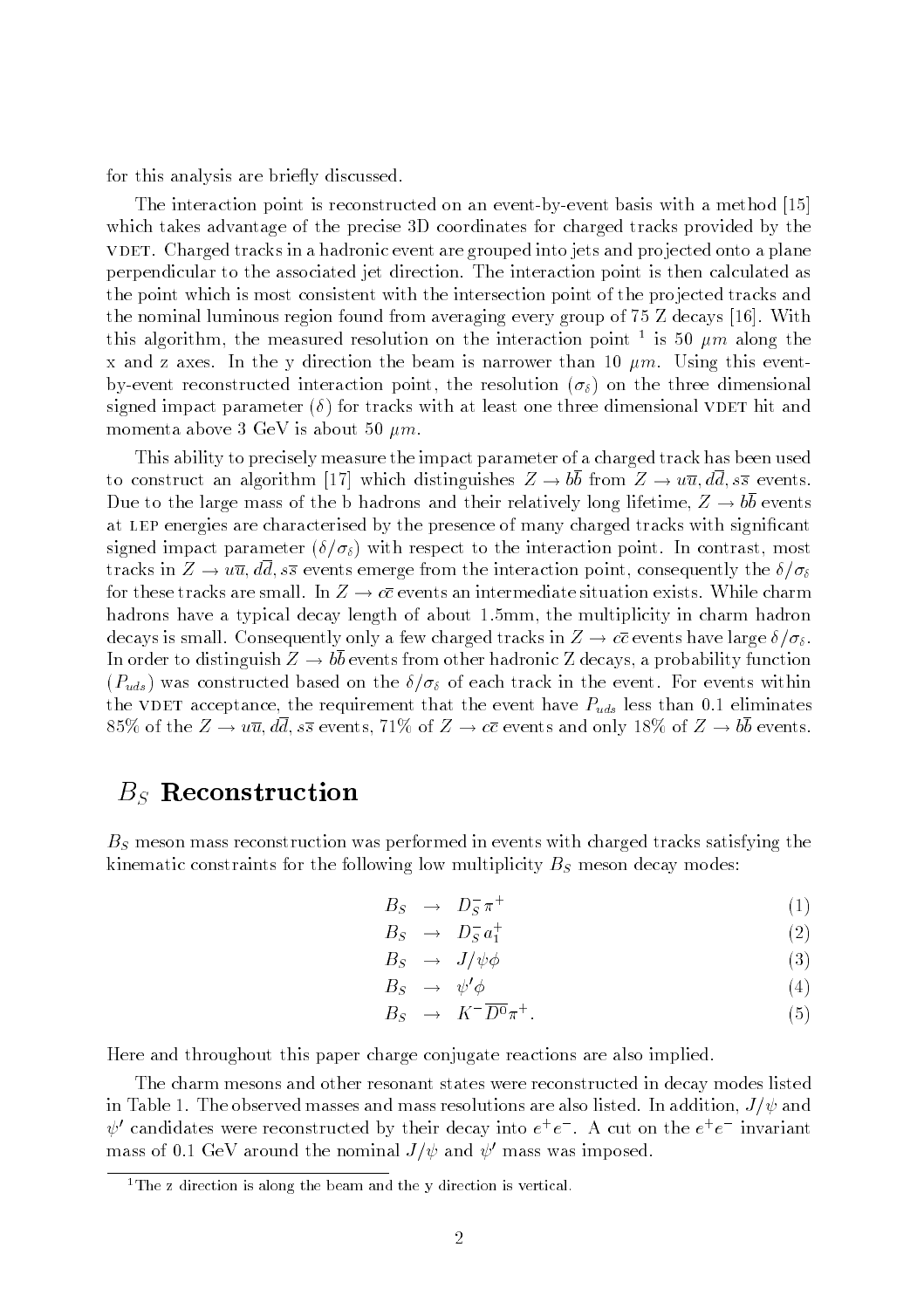for this analysis are briefly discussed.

The interaction point is reconstructed on an event-by-event basis with a method [15] which takes advantage of the precise 3D coordinates for charged tracks provided by the VDET. Charged tracks in a hadronic event are grouped into jets and projected onto a plane perpendicular to the associated jet direction. The interaction point is then calculated as the point which is most consistent with the intersection point of the projected tracks and the nominal luminous region found from averaging every group of 75 Z decays [16]. With this algorithm, the measured resolution on the interaction point [1] is 50 $\mu m$ along the x and z axes. In the y direction the beam is narrower than 10 $\mu m$. Using this event-by-event reconstructed interaction point, the resolution ($\sigma_\delta$) on the three dimensional signed impact parameter ($\delta$) for tracks with at least one three dimensional VDET hit and momenta above 3 GeV is about 50 $\mu m$.

This ability to precisely measure the impact parameter of a charged track has been used to construct an algorithm [17] which distinguishes $Z \to b\overline{b}$ from $Z \to u\overline{u}, d\overline{d}, s\overline{s}$ events. Due to the large mass of the b hadrons and their relatively long lifetime, $Z \to b\overline{b}$ events at LEP energies are characterised by the presence of many charged tracks with significant signed impact parameter ($\delta/\sigma_\delta$) with respect to the interaction point. In contrast, most tracks in $Z \to u\overline{u}, d\overline{d}, s\overline{s}$ events emerge from the interaction point, consequently the $\delta/\sigma_\delta$ for these tracks are small. In $Z \to c\overline{c}$ events an intermediate situation exists. While charm hadrons have a typical decay length of about 1.5mm, the multiplicity in charm hadron decays is small. Consequently only a few charged tracks in $Z \to c\overline{c}$ events have large $\delta/\sigma_\delta$. In order to distinguish $Z \to b\overline{b}$ events from other hadronic Z decays, a probability function ($P_{uds}$) was constructed based on the $\delta/\sigma_\delta$ of each track in the event. For events within the VDET acceptance, the requirement that the event have $P_{uds}$ less than 0.1 eliminates 85% of the $Z \to u\overline{u}, d\overline{d}, s\overline{s}$ events, 71% of $Z \to c\overline{c}$ events and only 18% of $Z \to b\overline{b}$ events.

# $B_S$ Reconstruction

$B_S$ meson mass reconstruction was performed in events with charged tracks satisfying the kinematic constraints for the following low multiplicity $B_S$ meson decay modes:

$$B_S \to D_S^- \pi^+ \quad (1)$$

$$B_S \to D_S^- a_1^+ \quad (2)$$

$$B_S \to J/\psi \phi \quad (3)$$

$$B_S \to \psi' \phi \quad (4)$$

$$B_S \to K^- \overline{D^0} \pi^+ . \quad (5)$$

Here and throughout this paper charge conjugate reactions are also implied.

The charm mesons and other resonant states were reconstructed in decay modes listed in Table 1. The observed masses and mass resolutions are also listed. In addition, $J/\psi$ and $\psi'$ candidates were reconstructed by their decay into $e^+e^-$. A cut on the $e^+e^-$ invariant mass of 0.1 GeV around the nominal $J/\psi$ and $\psi'$ mass was imposed.

[1] The z direction is along the beam and the y direction is vertical.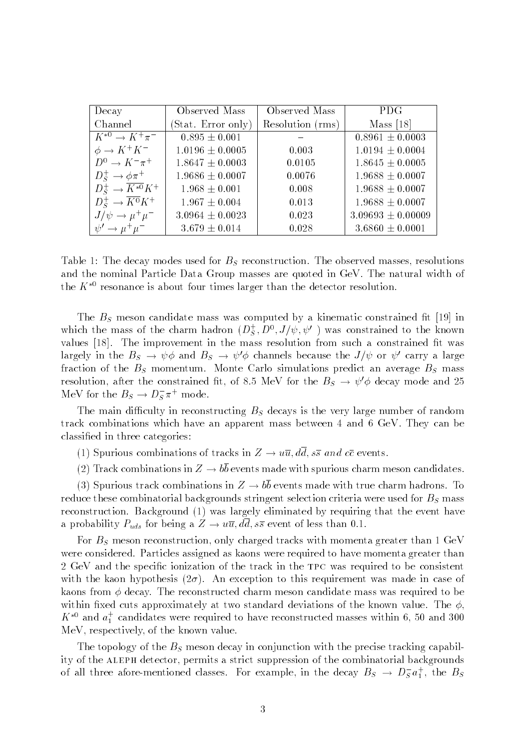| Decay Channel | Observed Mass (Stat. Error only) | Observed Mass Resolution (rms) | PDG Mass [18] |
| --- | --- | --- | --- |
| $K^{*0} \to K^+\pi^-$ | $0.895 \pm 0.001$ | – | $0.8961 \pm 0.0003$ |
| $\phi \to K^+K^-$ | $1.0196 \pm 0.0005$ | 0.003 | $1.0194 \pm 0.0004$ |
| $D^0 \to K^-\pi^+$ | $1.8647 \pm 0.0003$ | 0.0105 | $1.8645 \pm 0.0005$ |
| $D_S^+ \to \phi\pi^+$ | $1.9686 \pm 0.0007$ | 0.0076 | $1.9688 \pm 0.0007$ |
| $D_S^+ \to \overline{K^{*0}}K^+$ | $1.968 \pm 0.001$ | 0.008 | $1.9688 \pm 0.0007$ |
| $D_S^+ \to \overline{K^0}K^+$ | $1.967 \pm 0.004$ | 0.013 | $1.9688 \pm 0.0007$ |
| $J/\psi \to \mu^+\mu^-$ | $3.0964 \pm 0.0023$ | 0.023 | $3.09693 \pm 0.00009$ |
| $\psi' \to \mu^+\mu^-$ | $3.679 \pm 0.014$ | 0.028 | $3.6860 \pm 0.0001$ |

Table 1: The decay modes used for $B_S$ reconstruction. The observed masses, resolutions and the nominal Particle Data Group masses are quoted in GeV. The natural width of the $K^{*0}$ resonance is about four times larger than the detector resolution.

The $B_S$ meson candidate mass was computed by a kinematic constrained fit [19] in which the mass of the charm hadron ($D_S^+, D^0, J/\psi, \psi'$ ) was constrained to the known values [18]. The improvement in the mass resolution from such a constrained fit was largely in the $B_S \to \psi\phi$ and $B_S \to \psi'\phi$ channels because the $J/\psi$ or $\psi'$ carry a large fraction of the $B_S$ momentum. Monte Carlo simulations predict an average $B_S$ mass resolution, after the constrained fit, of 8.5 MeV for the $B_S \to \psi'\phi$ decay mode and 25 MeV for the $B_S \to D_S^-\pi^+$ mode.

The main difficulty in reconstructing $B_S$ decays is the very large number of random track combinations which have an apparent mass between 4 and 6 GeV. They can be classified in three categories:

(1) Spurious combinations of tracks in $Z \to u\overline{u}, d\overline{d}, s\overline{s}$ *and* $c\overline{c}$ events.

(2) Track combinations in $Z \to b\overline{b}$ events made with spurious charm meson candidates.

(3) Spurious track combinations in $Z \to b\overline{b}$ events made with true charm hadrons. To reduce these combinatorial backgrounds stringent selection criteria were used for $B_S$ mass reconstruction. Background (1) was largely eliminated by requiring that the event have a probability $P_{uds}$ for being a $Z \to u\overline{u}, d\overline{d}, s\overline{s}$ event of less than 0.1.

For $B_S$ meson reconstruction, only charged tracks with momenta greater than 1 GeV were considered. Particles assigned as kaons were required to have momenta greater than 2 GeV and the specific ionization of the track in the TPC was required to be consistent with the kaon hypothesis ($2\sigma$). An exception to this requirement was made in case of kaons from $\phi$ decay. The reconstructed charm meson candidate mass was required to be within fixed cuts approximately at two standard deviations of the known value. The $\phi$, $K^{*0}$ and $a_1^+$ candidates were required to have reconstructed masses within 6, 50 and 300 MeV, respectively, of the known value.

The topology of the $B_S$ meson decay in conjunction with the precise tracking capability of the ALEPH detector, permits a strict suppression of the combinatorial backgrounds of all three afore-mentioned classes. For example, in the decay $B_S \to D_S^-a_1^+$, the $B_S$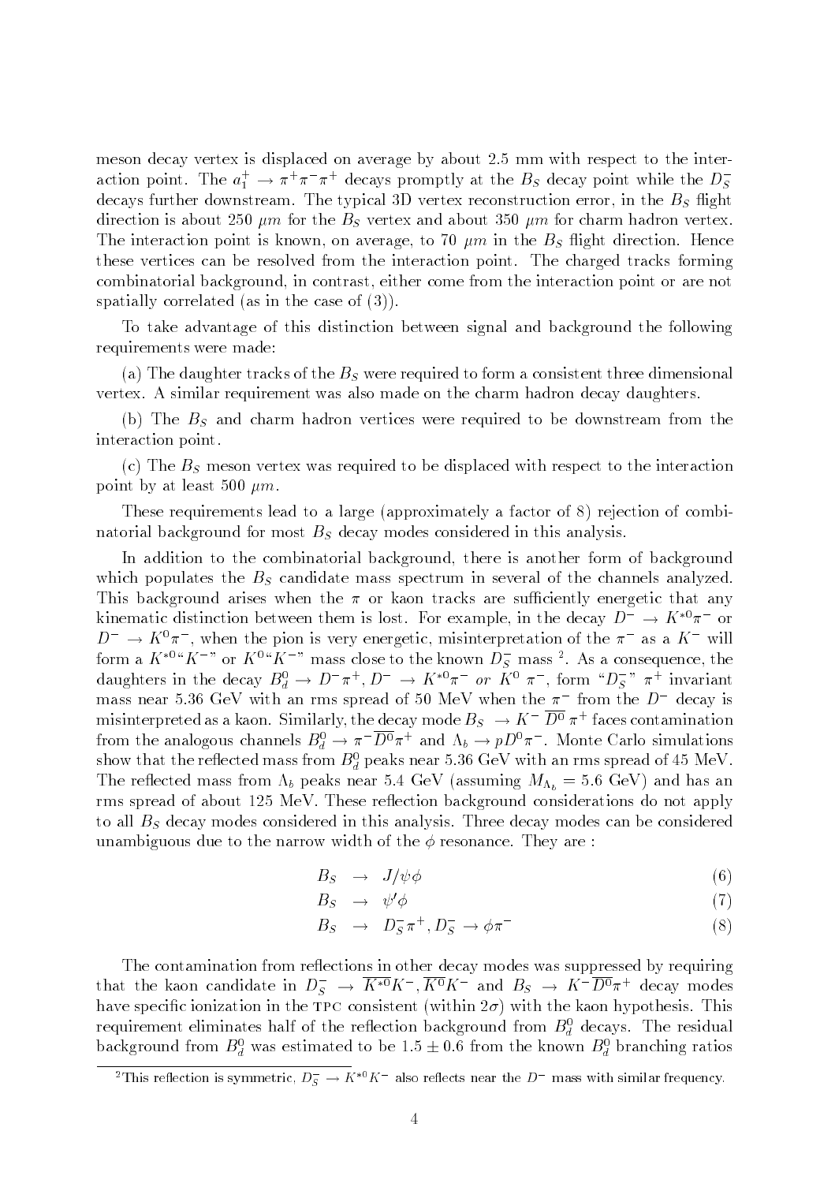meson decay vertex is displaced on average by about 2.5 mm with respect to the interaction point. The $a_1^+ \to \pi^+\pi^-\pi^+$ decays promptly at the $B_S$ decay point while the $D_S^-$ decays further downstream. The typical 3D vertex reconstruction error, in the $B_S$ flight direction is about 250 $\mu m$ for the $B_S$ vertex and about 350 $\mu m$ for charm hadron vertex. The interaction point is known, on average, to 70 $\mu m$ in the $B_S$ flight direction. Hence these vertices can be resolved from the interaction point. The charged tracks forming combinatorial background, in contrast, either come from the interaction point or are not spatially correlated (as in the case of (3)).

To take advantage of this distinction between signal and background the following requirements were made:

(a) The daughter tracks of the $B_S$ were required to form a consistent three dimensional vertex. A similar requirement was also made on the charm hadron decay daughters.

(b) The $B_S$ and charm hadron vertices were required to be downstream from the interaction point.

(c) The $B_S$ meson vertex was required to be displaced with respect to the interaction point by at least 500 $\mu m$.

These requirements lead to a large (approximately a factor of 8) rejection of combinatorial background for most $B_S$ decay modes considered in this analysis.

In addition to the combinatorial background, there is another form of background which populates the $B_S$ candidate mass spectrum in several of the channels analyzed. This background arises when the $\pi$ or kaon tracks are sufficiently energetic that any kinematic distinction between them is lost. For example, in the decay $D^- \to K^{*0}\pi^-$ or $D^- \to K^0\pi^-$, when the pion is very energetic, misinterpretation of the $\pi^-$ as a $K^-$ will form a $K^{*0}$"$K^-$" or $K^0$"$K^-$" mass close to the known $D_S^-$ mass [2]. As a consequence, the daughters in the decay $B_d^0 \to D^-\pi^+, D^- \to K^{*0}\pi^-$ *or* $K^0\ \pi^-$, form "$D_S^-$" $\pi^+$ invariant mass near 5.36 GeV with an rms spread of 50 MeV when the $\pi^-$ from the $D^-$ decay is misinterpreted as a kaon. Similarly, the decay mode $B_S \to K^-\ \overline{D^0}\ \pi^+$ faces contamination from the analogous channels $B_d^0 \to \pi^-\overline{D^0}\pi^+$ and $\Lambda_b \to pD^0\pi^-$. Monte Carlo simulations show that the reflected mass from $B_d^0$ peaks near 5.36 GeV with an rms spread of 45 MeV. The reflected mass from $\Lambda_b$ peaks near 5.4 GeV (assuming $M_{\Lambda_b} = 5.6$ GeV) and has an rms spread of about 125 MeV. These reflection background considerations do not apply to all $B_S$ decay modes considered in this analysis. Three decay modes can be considered unambiguous due to the narrow width of the $\phi$ resonance. They are :

$$B_S \to J/\psi\phi \tag{6}$$

$$B_S \to \psi'\phi \tag{7}$$

$$B_S \to D_S^-\pi^+, D_S^- \to \phi\pi^- \tag{8}$$

The contamination from reflections in other decay modes was suppressed by requiring that the kaon candidate in $D_S^- \to \overline{K^{*0}}K^-, \overline{K^0}K^-$ and $B_S \to K^-\overline{D^0}\pi^+$ decay modes have specific ionization in the TPC consistent (within $2\sigma$) with the kaon hypothesis. This requirement eliminates half of the reflection background from $B_d^0$ decays. The residual background from $B_d^0$ was estimated to be $1.5 \pm 0.6$ from the known $B_d^0$ branching ratios

[2] This reflection is symmetric, $D_S^- \to K^{*0}K^-$ also reflects near the $D^-$ mass with similar frequency.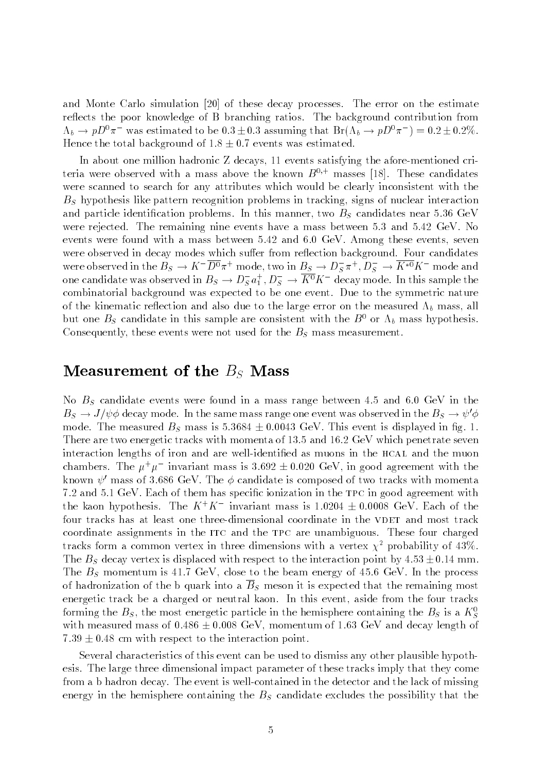and Monte Carlo simulation [20] of these decay processes. The error on the estimate reflects the poor knowledge of B branching ratios. The background contribution from $\Lambda_b \to p D^0 \pi^-$ was estimated to be $0.3 \pm 0.3$ assuming that $\mathrm{Br}(\Lambda_b \to p D^0 \pi^-) = 0.2 \pm 0.2\%$. Hence the total background of $1.8 \pm 0.7$ events was estimated.

In about one million hadronic Z decays, 11 events satisfying the afore-mentioned criteria were observed with a mass above the known $B^{0,+}$ masses [18]. These candidates were scanned to search for any attributes which would be clearly inconsistent with the $B_S$ hypothesis like pattern recognition problems in tracking, signs of nuclear interaction and particle identification problems. In this manner, two $B_S$ candidates near 5.36 GeV were rejected. The remaining nine events have a mass between 5.3 and 5.42 GeV. No events were found with a mass between 5.42 and 6.0 GeV. Among these events, seven were observed in decay modes which suffer from reflection background. Four candidates were observed in the $B_S \to K^- \overline{D^0} \pi^+$ mode, two in $B_S \to D_S^- \pi^+$, $D_S^- \to \overline{K^{*0}} K^-$ mode and one candidate was observed in $B_S \to D_S^- a_1^+$, $D_S^- \to \overline{K^0} K^-$ decay mode. In this sample the combinatorial background was expected to be one event. Due to the symmetric nature of the kinematic reflection and also due to the large error on the measured $\Lambda_b$ mass, all but one $B_S$ candidate in this sample are consistent with the $B^0$ or $\Lambda_b$ mass hypothesis. Consequently, these events were not used for the $B_S$ mass measurement.

## Measurement of the $B_S$ Mass

No $B_S$ candidate events were found in a mass range between 4.5 and 6.0 GeV in the $B_S \to J/\psi \phi$ decay mode. In the same mass range one event was observed in the $B_S \to \psi' \phi$ mode. The measured $B_S$ mass is $5.3684 \pm 0.0043$ GeV. This event is displayed in fig. 1. There are two energetic tracks with momenta of 13.5 and 16.2 GeV which penetrate seven interaction lengths of iron and are well-identified as muons in the HCAL and the muon chambers. The $\mu^+\mu^-$ invariant mass is $3.692 \pm 0.020$ GeV, in good agreement with the known $\psi'$ mass of 3.686 GeV. The $\phi$ candidate is composed of two tracks with momenta 7.2 and 5.1 GeV. Each of them has specific ionization in the TPC in good agreement with the kaon hypothesis. The $K^+K^-$ invariant mass is $1.0204 \pm 0.0008$ GeV. Each of the four tracks has at least one three-dimensional coordinate in the VDET and most track coordinate assignments in the ITC and the TPC are unambiguous. These four charged tracks form a common vertex in three dimensions with a vertex $\chi^2$ probability of 43%. The $B_S$ decay vertex is displaced with respect to the interaction point by $4.53 \pm 0.14$ mm. The $B_S$ momentum is 41.7 GeV, close to the beam energy of 45.6 GeV. In the process of hadronization of the b quark into a $\overline{B}_S$ meson it is expected that the remaining most energetic track be a charged or neutral kaon. In this event, aside from the four tracks forming the $B_S$, the most energetic particle in the hemisphere containing the $B_S$ is a $K_S^0$ with measured mass of $0.486 \pm 0.008$ GeV, momentum of 1.63 GeV and decay length of $7.39 \pm 0.48$ cm with respect to the interaction point.

Several characteristics of this event can be used to dismiss any other plausible hypothesis. The large three dimensional impact parameter of these tracks imply that they come from a b hadron decay. The event is well-contained in the detector and the lack of missing energy in the hemisphere containing the $B_S$ candidate excludes the possibility that the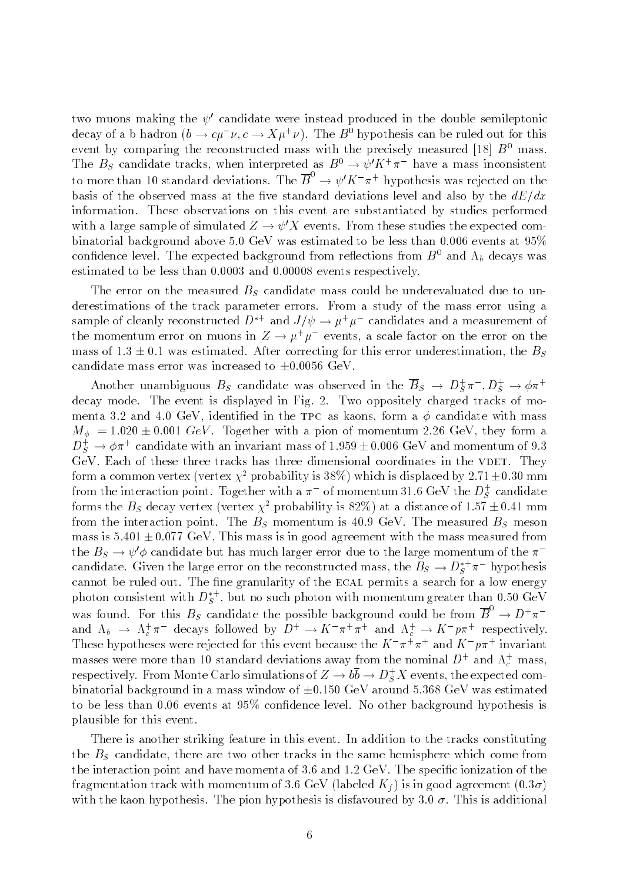two muons making the $\psi'$ candidate were instead produced in the double semileptonic decay of a b hadron ($b \to c\mu^-\nu, c \to X\mu^+\nu$). The $B^0$ hypothesis can be ruled out for this event by comparing the reconstructed mass with the precisely measured [18] $B^0$ mass. The $B_S$ candidate tracks, when interpreted as $B^0 \to \psi' K^+\pi^-$ have a mass inconsistent to more than 10 standard deviations. The $\overline{B}^0 \to \psi' K^-\pi^+$ hypothesis was rejected on the basis of the observed mass at the five standard deviations level and also by the $dE/dx$ information. These observations on this event are substantiated by studies performed with a large sample of simulated $Z \to \psi' X$ events. From these studies the expected combinatorial background above 5.0 GeV was estimated to be less than 0.006 events at 95% confidence level. The expected background from reflections from $B^0$ and $\Lambda_b$ decays was estimated to be less than 0.0003 and 0.00008 events respectively.

The error on the measured $B_S$ candidate mass could be underevaluated due to underestimations of the track parameter errors. From a study of the mass error using a sample of cleanly reconstructed $D^{*+}$ and $J/\psi \to \mu^+\mu^-$ candidates and a measurement of the momentum error on muons in $Z \to \mu^+\mu^-$ events, a scale factor on the error on the mass of $1.3 \pm 0.1$ was estimated. After correcting for this error underestimation, the $B_S$ candidate mass error was increased to $\pm 0.0056$ GeV.

Another unambiguous $B_S$ candidate was observed in the $\overline{B}_S \to D_S^+\pi^-, D_S^+ \to \phi\pi^+$ decay mode. The event is displayed in Fig. 2. Two oppositely charged tracks of momenta 3.2 and 4.0 GeV, identified in the TPC as kaons, form a $\phi$ candidate with mass $M_\phi = 1.020 \pm 0.001$ $GeV$. Together with a pion of momentum 2.26 GeV, they form a $D_S^+ \to \phi\pi^+$ candidate with an invariant mass of $1.959 \pm 0.006$ GeV and momentum of 9.3 GeV. Each of these three tracks has three dimensional coordinates in the VDET. They form a common vertex (vertex $\chi^2$ probability is 38%) which is displaced by $2.71 \pm 0.30$ mm from the interaction point. Together with a $\pi^-$ of momentum 31.6 GeV the $D_S^+$ candidate forms the $B_S$ decay vertex (vertex $\chi^2$ probability is 82%) at a distance of $1.57 \pm 0.41$ mm from the interaction point. The $B_S$ momentum is 40.9 GeV. The measured $B_S$ meson mass is $5.401 \pm 0.077$ GeV. This mass is in good agreement with the mass measured from the $B_S \to \psi'\phi$ candidate but has much larger error due to the large momentum of the $\pi^-$ candidate. Given the large error on the reconstructed mass, the $B_S \to D_S^{*+}\pi^-$ hypothesis cannot be ruled out. The fine granularity of the ECAL permits a search for a low energy photon consistent with $D_S^{*+}$, but no such photon with momentum greater than 0.50 GeV was found. For this $B_S$ candidate the possible background could be from $\overline{B}^0 \to D^+\pi^-$ and $\Lambda_b \to \Lambda_c^+\pi^-$ decays followed by $D^+ \to K^-\pi^+\pi^+$ and $\Lambda_c^+ \to K^-p\pi^+$ respectively. These hypotheses were rejected for this event because the $K^-\pi^+\pi^+$ and $K^-p\pi^+$ invariant masses were more than 10 standard deviations away from the nominal $D^+$ and $\Lambda_c^+$ mass, respectively. From Monte Carlo simulations of $Z \to b\bar{b} \to D_S^+X$ events, the expected combinatorial background in a mass window of $\pm 0.150$ GeV around 5.368 GeV was estimated to be less than 0.06 events at 95% confidence level. No other background hypothesis is plausible for this event.

There is another striking feature in this event. In addition to the tracks constituting the $B_S$ candidate, there are two other tracks in the same hemisphere which come from the interaction point and have momenta of 3.6 and 1.2 GeV. The specific ionization of the fragmentation track with momentum of 3.6 GeV (labeled $K_f$) is in good agreement ($0.3\sigma$) with the kaon hypothesis. The pion hypothesis is disfavoured by 3.0 $\sigma$. This is additional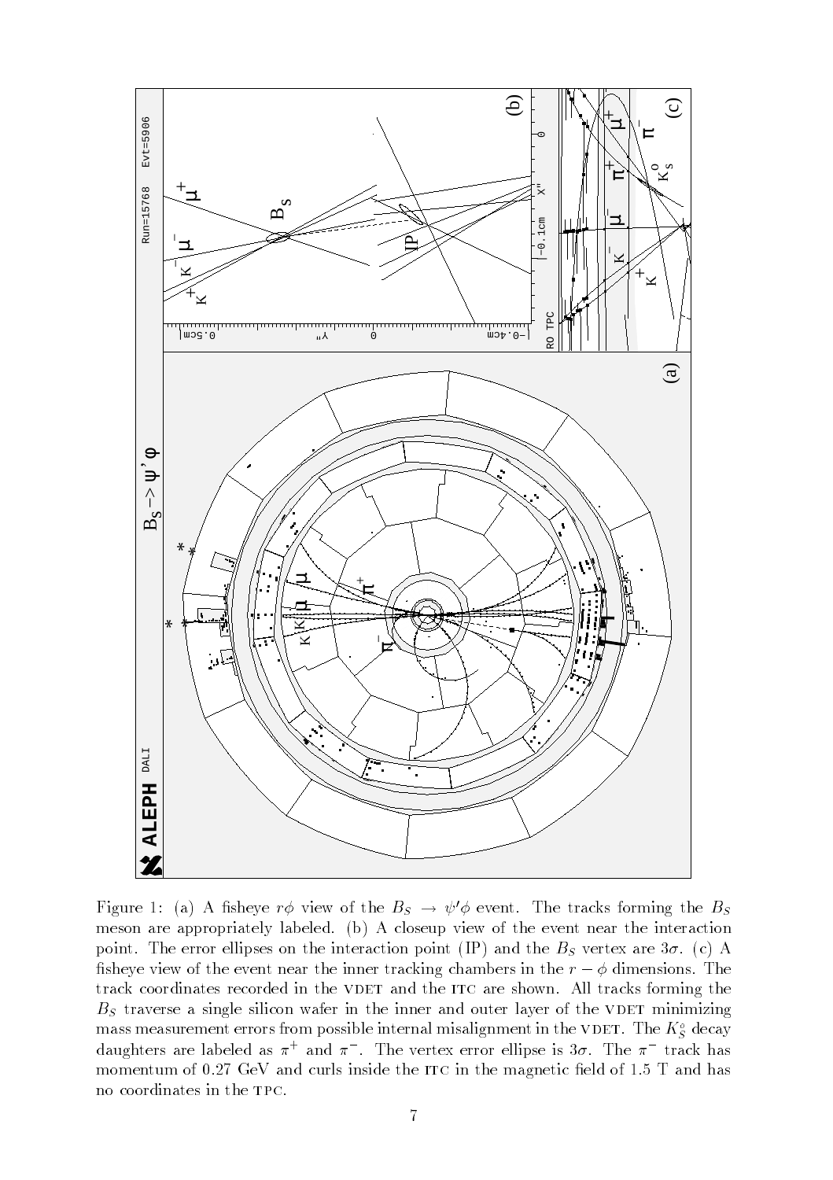Figure 1: (a) A fisheye $r\phi$ view of the $B_S \rightarrow \psi'\phi$ event. The tracks forming the $B_S$ meson are appropriately labeled. (b) A closeup view of the event near the interaction point. The error ellipses on the interaction point (IP) and the $B_S$ vertex are $3\sigma$. (c) A fisheye view of the event near the inner tracking chambers in the $r-\phi$ dimensions. The track coordinates recorded in the VDET and the ITC are shown. All tracks forming the $B_S$ traverse a single silicon wafer in the inner and outer layer of the VDET minimizing mass measurement errors from possible internal misalignment in the VDET. The $K^\circ_S$ decay daughters are labeled as $\pi^+$ and $\pi^-$. The vertex error ellipse is $3\sigma$. The $\pi^-$ track has momentum of 0.27 GeV and curls inside the ITC in the magnetic field of 1.5 T and has no coordinates in the TPC.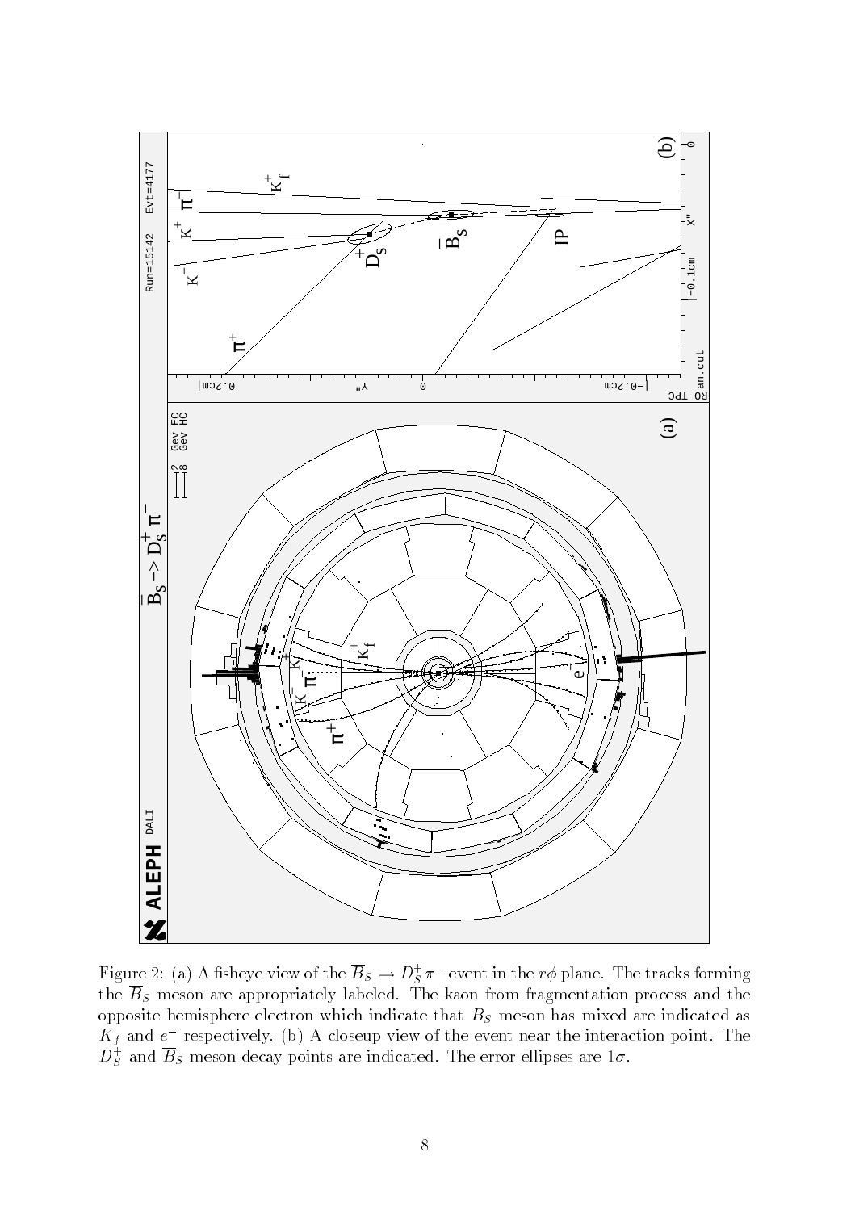Figure 2: (a) A fisheye view of the $\overline{B}_S \to D_S^+ \pi^-$ event in the $r\phi$ plane. The tracks forming the $\overline{B}_S$ meson are appropriately labeled. The kaon from fragmentation process and the opposite hemisphere electron which indicate that $B_S$ meson has mixed are indicated as $K_f$ and $e^-$ respectively. (b) A closeup view of the event near the interaction point. The $D_S^+$ and $\overline{B}_S$ meson decay points are indicated. The error ellipses are $1\sigma$.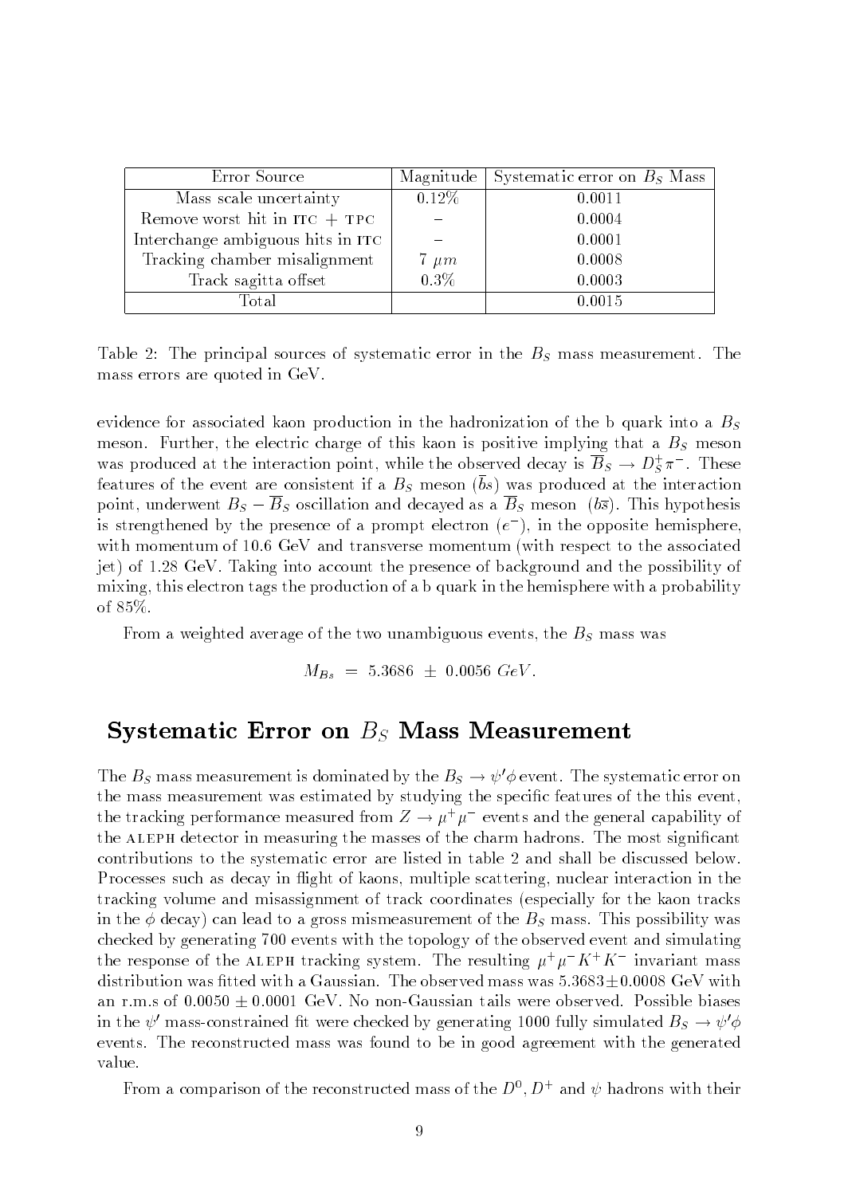| Error Source | Magnitude | Systematic error on $B_S$ Mass |
|---|---|---|
| Mass scale uncertainty | 0.12% | 0.0011 |
| Remove worst hit in ITC + TPC | – | 0.0004 |
| Interchange ambiguous hits in ITC | – | 0.0001 |
| Tracking chamber misalignment | $7\ \mu m$ | 0.0008 |
| Track sagitta offset | 0.3% | 0.0003 |
| Total | | 0.0015 |

Table 2: The principal sources of systematic error in the $B_S$ mass measurement. The mass errors are quoted in GeV.

evidence for associated kaon production in the hadronization of the b quark into a $B_S$ meson. Further, the electric charge of this kaon is positive implying that a $B_S$ meson was produced at the interaction point, while the observed decay is $\overline{B}_S \rightarrow D_S^+ \pi^-$. These features of the event are consistent if a $B_S$ meson ($\overline{b}s$) was produced at the interaction point, underwent $B_S - \overline{B}_S$ oscillation and decayed as a $\overline{B}_S$ meson ($b\overline{s}$). This hypothesis is strengthened by the presence of a prompt electron ($e^-$), in the opposite hemisphere, with momentum of 10.6 GeV and transverse momentum (with respect to the associated jet) of 1.28 GeV. Taking into account the presence of background and the possibility of mixing, this electron tags the production of a b quark in the hemisphere with a probability of 85%.

From a weighted average of the two unambiguous events, the $B_S$ mass was

$$M_{B_s} \ = \ 5.3686 \ \pm \ 0.0056 \ GeV.$$

## Systematic Error on $B_S$ Mass Measurement

The $B_S$ mass measurement is dominated by the $B_S \rightarrow \psi' \phi$ event. The systematic error on the mass measurement was estimated by studying the specific features of the this event, the tracking performance measured from $Z \rightarrow \mu^+ \mu^-$ events and the general capability of the ALEPH detector in measuring the masses of the charm hadrons. The most significant contributions to the systematic error are listed in table 2 and shall be discussed below. Processes such as decay in flight of kaons, multiple scattering, nuclear interaction in the tracking volume and misassignment of track coordinates (especially for the kaon tracks in the $\phi$ decay) can lead to a gross mismeasurement of the $B_S$ mass. This possibility was checked by generating 700 events with the topology of the observed event and simulating the response of the ALEPH tracking system. The resulting $\mu^+ \mu^- K^+ K^-$ invariant mass distribution was fitted with a Gaussian. The observed mass was $5.3683 \pm 0.0008$ GeV with an r.m.s of $0.0050 \pm 0.0001$ GeV. No non-Gaussian tails were observed. Possible biases in the $\psi'$ mass-constrained fit were checked by generating 1000 fully simulated $B_S \rightarrow \psi' \phi$ events. The reconstructed mass was found to be in good agreement with the generated value.

From a comparison of the reconstructed mass of the $D^0$, $D^+$ and $\psi$ hadrons with their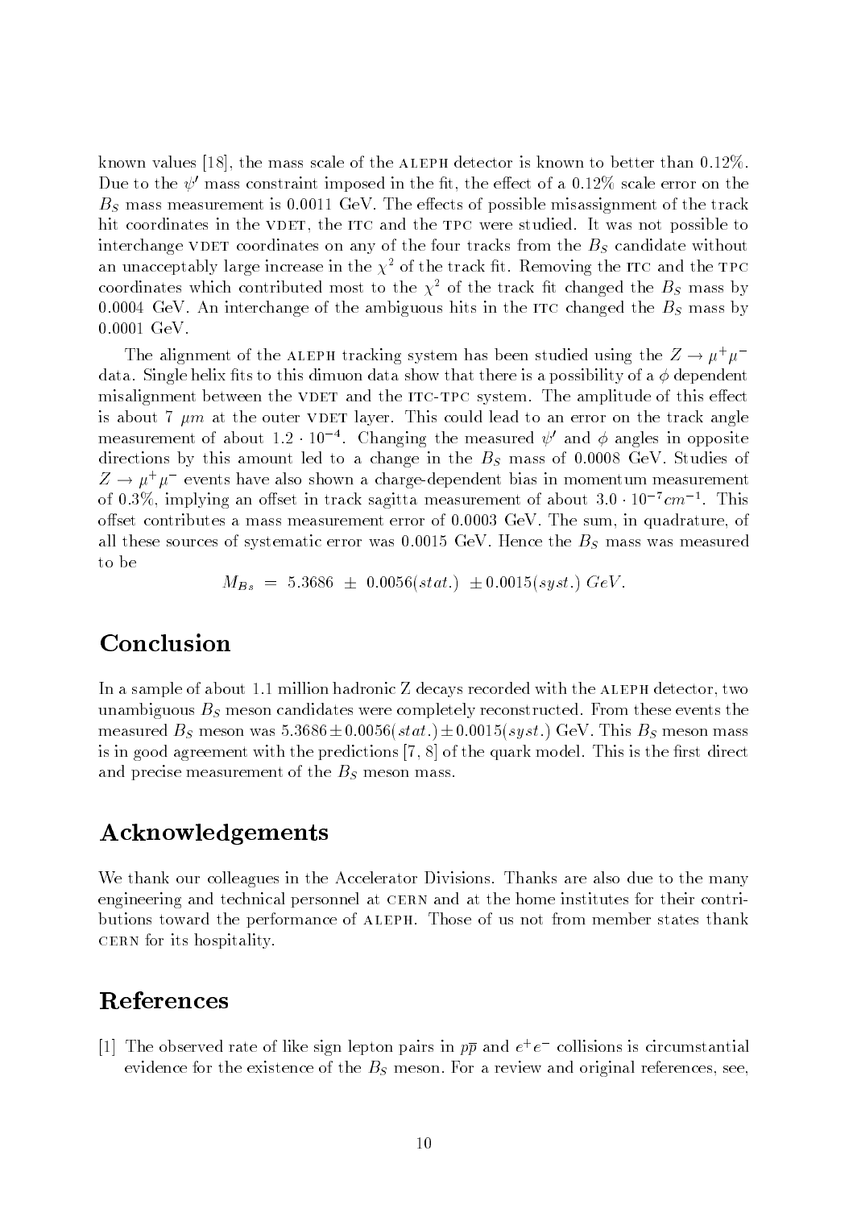known values [18], the mass scale of the ALEPH detector is known to better than 0.12%. Due to the $\psi'$ mass constraint imposed in the fit, the effect of a 0.12% scale error on the $B_S$ mass measurement is 0.0011 GeV. The effects of possible misassignment of the track hit coordinates in the VDET, the ITC and the TPC were studied. It was not possible to interchange VDET coordinates on any of the four tracks from the $B_S$ candidate without an unacceptably large increase in the $\chi^2$ of the track fit. Removing the ITC and the TPC coordinates which contributed most to the $\chi^2$ of the track fit changed the $B_S$ mass by 0.0004 GeV. An interchange of the ambiguous hits in the ITC changed the $B_S$ mass by 0.0001 GeV.

The alignment of the ALEPH tracking system has been studied using the $Z \to \mu^+\mu^-$ data. Single helix fits to this dimuon data show that there is a possibility of a $\phi$ dependent misalignment between the VDET and the ITC-TPC system. The amplitude of this effect is about 7 $\mu m$ at the outer VDET layer. This could lead to an error on the track angle measurement of about $1.2 \cdot 10^{-4}$. Changing the measured $\psi'$ and $\phi$ angles in opposite directions by this amount led to a change in the $B_S$ mass of 0.0008 GeV. Studies of $Z \to \mu^+\mu^-$ events have also shown a charge-dependent bias in momentum measurement of 0.3%, implying an offset in track sagitta measurement of about $3.0 \cdot 10^{-7} cm^{-1}$. This offset contributes a mass measurement error of 0.0003 GeV. The sum, in quadrature, of all these sources of systematic error was 0.0015 GeV. Hence the $B_S$ mass was measured to be

$$M_{B_s} = 5.3686 \pm 0.0056(stat.) \pm 0.0015(syst.)\ GeV.$$

## Conclusion

In a sample of about 1.1 million hadronic Z decays recorded with the ALEPH detector, two unambiguous $B_S$ meson candidates were completely reconstructed. From these events the measured $B_S$ meson was $5.3686 \pm 0.0056(stat.) \pm 0.0015(syst.)$ GeV. This $B_S$ meson mass is in good agreement with the predictions [7, 8] of the quark model. This is the first direct and precise measurement of the $B_S$ meson mass.

## Acknowledgements

We thank our colleagues in the Accelerator Divisions. Thanks are also due to the many engineering and technical personnel at CERN and at the home institutes for their contributions toward the performance of ALEPH. Those of us not from member states thank CERN for its hospitality.

## References

[1] The observed rate of like sign lepton pairs in $p\overline{p}$ and $e^+e^-$ collisions is circumstantial evidence for the existence of the $B_S$ meson. For a review and original references, see,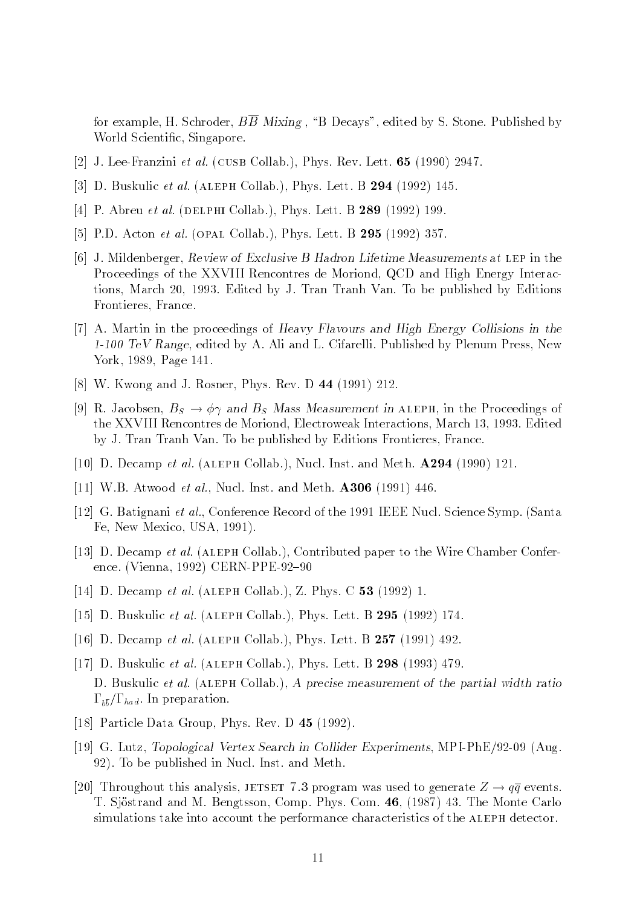for example, H. Schroder, *$B\overline{B}$ Mixing* , "B Decays", edited by S. Stone. Published by World Scientific, Singapore.

[2] J. Lee-Franzini *et al.* (CUSB Collab.), Phys. Rev. Lett. **65** (1990) 2947.

[3] D. Buskulic *et al.* (ALEPH Collab.), Phys. Lett. B **294** (1992) 145.

[4] P. Abreu *et al.* (DELPHI Collab.), Phys. Lett. B **289** (1992) 199.

[5] P.D. Acton *et al.* (OPAL Collab.), Phys. Lett. B **295** (1992) 357.

[6] J. Mildenberger, *Review of Exclusive B Hadron Lifetime Measurements at* LEP in the Proceedings of the XXVIII Rencontres de Moriond, QCD and High Energy Interactions, March 20, 1993. Edited by J. Tran Tranh Van. To be published by Editions Frontieres, France.

[7] A. Martin in the proceedings of *Heavy Flavours and High Energy Collisions in the 1-100 TeV Range*, edited by A. Ali and L. Cifarelli. Published by Plenum Press, New York, 1989, Page 141.

[8] W. Kwong and J. Rosner, Phys. Rev. D **44** (1991) 212.

[9] R. Jacobsen, *$B_S \to \phi\gamma$ and $B_S$ Mass Measurement in* ALEPH, in the Proceedings of the XXVIII Rencontres de Moriond, Electroweak Interactions, March 13, 1993. Edited by J. Tran Tranh Van. To be published by Editions Frontieres, France.

[10] D. Decamp *et al.* (ALEPH Collab.), Nucl. Inst. and Meth. **A294** (1990) 121.

[11] W.B. Atwood *et al.*, Nucl. Inst. and Meth. **A306** (1991) 446.

[12] G. Batignani *et al.*, Conference Record of the 1991 IEEE Nucl. Science Symp. (Santa Fe, New Mexico, USA, 1991).

[13] D. Decamp *et al.* (ALEPH Collab.), Contributed paper to the Wire Chamber Conference. (Vienna, 1992) CERN-PPE-92–90

[14] D. Decamp *et al.* (ALEPH Collab.), Z. Phys. C **53** (1992) 1.

[15] D. Buskulic *et al.* (ALEPH Collab.), Phys. Lett. B **295** (1992) 174.

[16] D. Decamp *et al.* (ALEPH Collab.), Phys. Lett. B **257** (1991) 492.

[17] D. Buskulic *et al.* (ALEPH Collab.), Phys. Lett. B **298** (1993) 479.
D. Buskulic *et al.* (ALEPH Collab.), *A precise measurement of the partial width ratio* $\Gamma_{b\bar{b}}/\Gamma_{had}$. In preparation.

[18] Particle Data Group, Phys. Rev. D **45** (1992).

[19] G. Lutz, *Topological Vertex Search in Collider Experiments*, MPI-PhE/92-09 (Aug. 92). To be published in Nucl. Inst. and Meth.

[20] Throughout this analysis, JETSET 7.3 program was used to generate $Z \to q\overline{q}$ events. T. Sjöstrand and M. Bengtsson, Comp. Phys. Com. **46**, (1987) 43. The Monte Carlo simulations take into account the performance characteristics of the ALEPH detector.